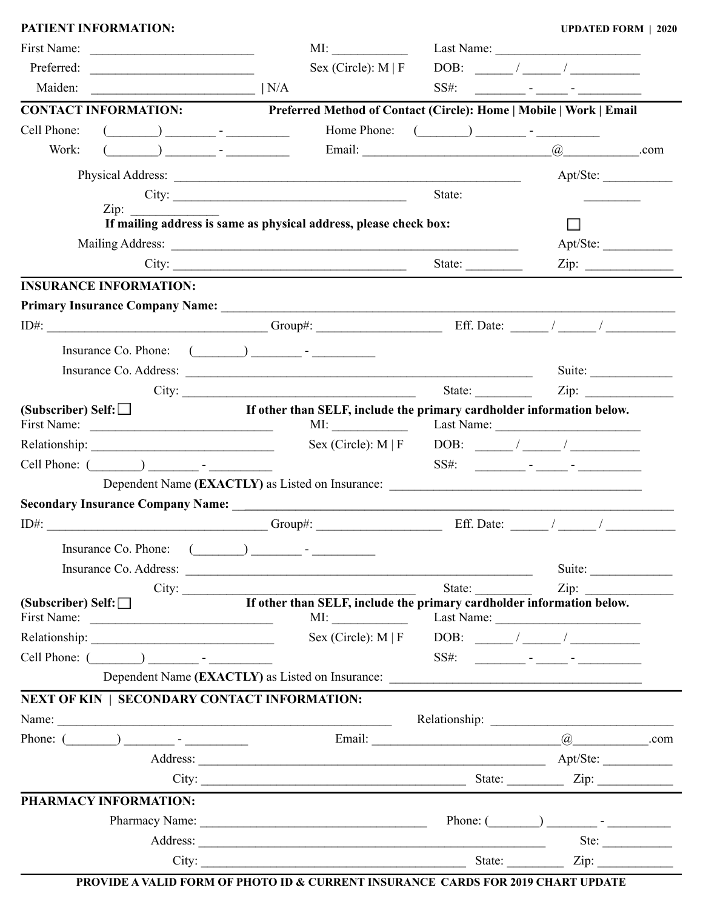**PATIENT INFORMATION:** **UPDATED FORM | 2020**

First Name: ________________________ MI: ___________ Last Name: ______________________

Preferred: ________________________ Sex (Circle): M | F DOB: _____ / _____ / __________

Maiden: ________________________ | N/A SS#: ________ - _____ - __________

**CONTACT INFORMATION:** **Preferred Method of Contact (Circle): Home | Mobile | Work | Email**

Cell Phone: (________) ________ - __________ Home Phone: (________) ________ - __________

Work: (________) ________ - __________ Email: ____________________________@___________.com

Physical Address: ______________________________________________________ Apt/Ste: __________

City: ____________________________________ State: _________

Zip: _____________

**If mailing address is same as physical address, please check box:** ☐

Mailing Address: ______________________________________________________ Apt/Ste: __________

City: ____________________________________ State: ________ Zip: _____________

**INSURANCE INFORMATION:**

**Primary Insurance Company Name:** ______________________________________________________________

ID#: __________________________________ Group#: ___________________ Eff. Date: _____ / _____ / __________

Insurance Co. Phone: (________) ________ - __________

Insurance Co. Address: ______________________________________________________ Suite: ____________

City: ____________________________________ State: ________ Zip: _____________

**(Subscriber) Self:** ☐ **If other than SELF, include the primary cardholder information below.**

First Name: ____________________________ MI: ___________ Last Name: ______________________

Relationship: ____________________________ Sex (Circle): M | F DOB: _____ / _____ / __________

Cell Phone: (________) ________ - __________ SS#: ________ - _____ - __________

Dependent Name **(EXACTLY)** as Listed on Insurance: ______________________________________

**Secondary Insurance Company Name:** ______________________________________________________________

ID#: __________________________________ Group#: ___________________ Eff. Date: _____ / _____ / __________

Insurance Co. Phone: (________) ________ - __________

Insurance Co. Address: ______________________________________________________ Suite: ____________

City: ____________________________________ State: ________ Zip: _____________

**(Subscriber) Self:** ☐ **If other than SELF, include the primary cardholder information below.**

First Name: ____________________________ MI: ___________ Last Name: ______________________

Relationship: ____________________________ Sex (Circle): M | F DOB: _____ / _____ / __________

Cell Phone: (________) ________ - __________ SS#: ________ - _____ - __________

Dependent Name **(EXACTLY)** as Listed on Insurance: ______________________________________

**NEXT OF KIN | SECONDARY CONTACT INFORMATION:**

Name: ____________________________________________________ Relationship: ____________________________

Phone: (________) ________ - __________ Email: ____________________________@___________.com

Address: ______________________________________________________ Apt/Ste: __________

City: ____________________________________________ State: ________ Zip: ___________

**PHARMACY INFORMATION:**

Pharmacy Name: ____________________________________ Phone: (________) ________ - __________

Address: ______________________________________________________ Ste: __________

City: ____________________________________________ State: ________ Zip: ___________

**PROVIDE A VALID FORM OF PHOTO ID & CURRENT INSURANCE CARDS FOR 2019 CHART UPDATE**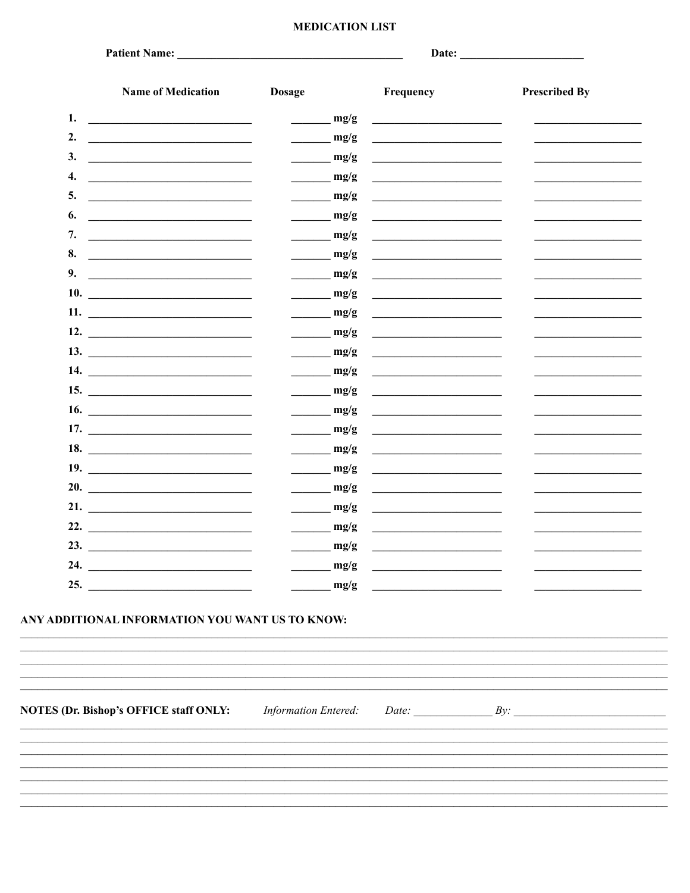# MEDICATION LIST

**Patient Name:** ______________________________ **Date:** ____________________

| | Name of Medication | Dosage | Frequency | Prescribed By |
|---|---|---|---|---|
| 1. | | ______ mg/g | | |
| 2. | | ______ mg/g | | |
| 3. | | ______ mg/g | | |
| 4. | | ______ mg/g | | |
| 5. | | ______ mg/g | | |
| 6. | | ______ mg/g | | |
| 7. | | ______ mg/g | | |
| 8. | | ______ mg/g | | |
| 9. | | ______ mg/g | | |
| 10. | | ______ mg/g | | |
| 11. | | ______ mg/g | | |
| 12. | | ______ mg/g | | |
| 13. | | ______ mg/g | | |
| 14. | | ______ mg/g | | |
| 15. | | ______ mg/g | | |
| 16. | | ______ mg/g | | |
| 17. | | ______ mg/g | | |
| 18. | | ______ mg/g | | |
| 19. | | ______ mg/g | | |
| 20. | | ______ mg/g | | |
| 21. | | ______ mg/g | | |
| 22. | | ______ mg/g | | |
| 23. | | ______ mg/g | | |
| 24. | | ______ mg/g | | |
| 25. | | ______ mg/g | | |

**ANY ADDITIONAL INFORMATION YOU WANT US TO KNOW:**

______________________________________________________________________________

______________________________________________________________________________

______________________________________________________________________________

______________________________________________________________________________

**NOTES (Dr. Bishop's OFFICE staff ONLY:** *Information Entered:* *Date:* ______________ *By:* ______________________

______________________________________________________________________________

______________________________________________________________________________

______________________________________________________________________________

______________________________________________________________________________

______________________________________________________________________________

______________________________________________________________________________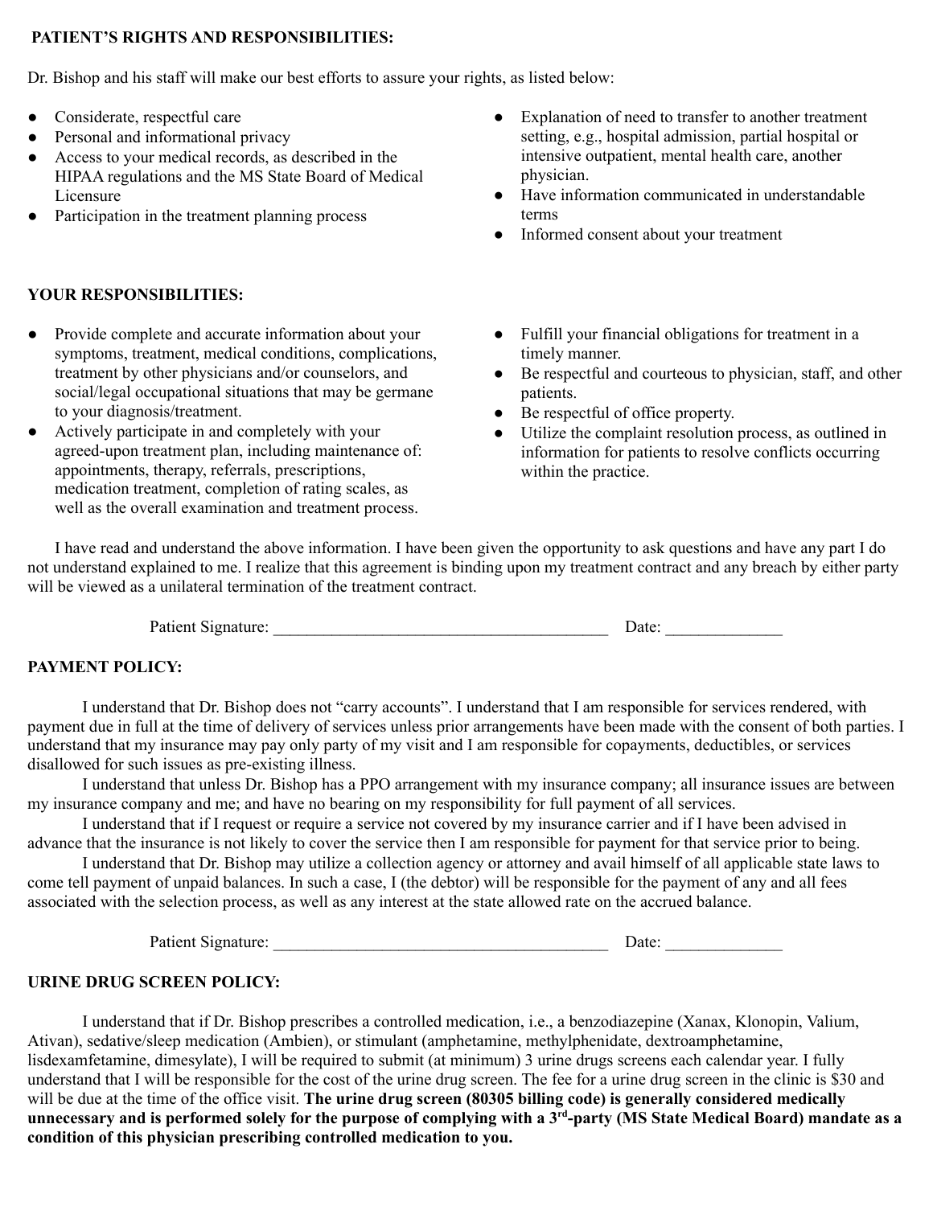**PATIENT'S RIGHTS AND RESPONSIBILITIES:**

Dr. Bishop and his staff will make our best efforts to assure your rights, as listed below:

- Considerate, respectful care
- Personal and informational privacy
- Access to your medical records, as described in the HIPAA regulations and the MS State Board of Medical Licensure
- Participation in the treatment planning process
- Explanation of need to transfer to another treatment setting, e.g., hospital admission, partial hospital or intensive outpatient, mental health care, another physician.
- Have information communicated in understandable terms
- Informed consent about your treatment

**YOUR RESPONSIBILITIES:**

- Provide complete and accurate information about your symptoms, treatment, medical conditions, complications, treatment by other physicians and/or counselors, and social/legal occupational situations that may be germane to your diagnosis/treatment.
- Actively participate in and completely with your agreed-upon treatment plan, including maintenance of: appointments, therapy, referrals, prescriptions, medication treatment, completion of rating scales, as well as the overall examination and treatment process.
- Fulfill your financial obligations for treatment in a timely manner.
- Be respectful and courteous to physician, staff, and other patients.
- Be respectful of office property.
- Utilize the complaint resolution process, as outlined in information for patients to resolve conflicts occurring within the practice.

I have read and understand the above information. I have been given the opportunity to ask questions and have any part I do not understand explained to me. I realize that this agreement is binding upon my treatment contract and any breach by either party will be viewed as a unilateral termination of the treatment contract.

Patient Signature: ________________________________________ Date: ______________

**PAYMENT POLICY:**

I understand that Dr. Bishop does not "carry accounts". I understand that I am responsible for services rendered, with payment due in full at the time of delivery of services unless prior arrangements have been made with the consent of both parties. I understand that my insurance may pay only party of my visit and I am responsible for copayments, deductibles, or services disallowed for such issues as pre-existing illness.

I understand that unless Dr. Bishop has a PPO arrangement with my insurance company; all insurance issues are between my insurance company and me; and have no bearing on my responsibility for full payment of all services.

I understand that if I request or require a service not covered by my insurance carrier and if I have been advised in advance that the insurance is not likely to cover the service then I am responsible for payment for that service prior to being.

I understand that Dr. Bishop may utilize a collection agency or attorney and avail himself of all applicable state laws to come tell payment of unpaid balances. In such a case, I (the debtor) will be responsible for the payment of any and all fees associated with the selection process, as well as any interest at the state allowed rate on the accrued balance.

Patient Signature: ________________________________________ Date: ______________

**URINE DRUG SCREEN POLICY:**

I understand that if Dr. Bishop prescribes a controlled medication, i.e., a benzodiazepine (Xanax, Klonopin, Valium, Ativan), sedative/sleep medication (Ambien), or stimulant (amphetamine, methylphenidate, dextroamphetamine, lisdexamfetamine, dimesylate), I will be required to submit (at minimum) 3 urine drugs screens each calendar year. I fully understand that I will be responsible for the cost of the urine drug screen. The fee for a urine drug screen in the clinic is $30 and will be due at the time of the office visit. **The urine drug screen (80305 billing code) is generally considered medically unnecessary and is performed solely for the purpose of complying with a 3rd-party (MS State Medical Board) mandate as a condition of this physician prescribing controlled medication to you.**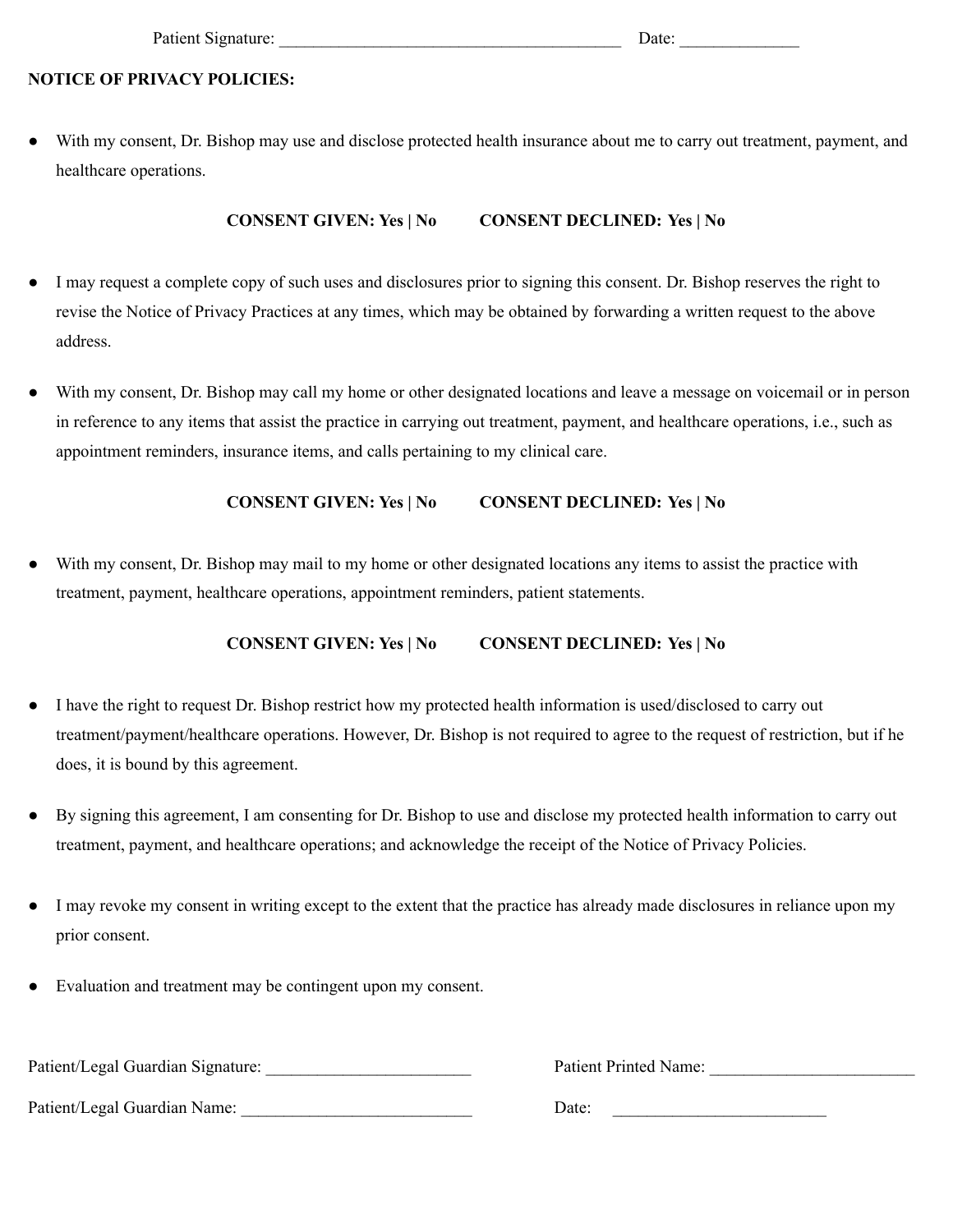Patient Signature: ________________________________________ Date: ______________

**NOTICE OF PRIVACY POLICIES:**

- With my consent, Dr. Bishop may use and disclose protected health insurance about me to carry out treatment, payment, and healthcare operations.

**CONSENT GIVEN: Yes | No          CONSENT DECLINED: Yes | No**

- I may request a complete copy of such uses and disclosures prior to signing this consent. Dr. Bishop reserves the right to revise the Notice of Privacy Practices at any times, which may be obtained by forwarding a written request to the above address.

- With my consent, Dr. Bishop may call my home or other designated locations and leave a message on voicemail or in person in reference to any items that assist the practice in carrying out treatment, payment, and healthcare operations, i.e., such as appointment reminders, insurance items, and calls pertaining to my clinical care.

**CONSENT GIVEN: Yes | No          CONSENT DECLINED: Yes | No**

- With my consent, Dr. Bishop may mail to my home or other designated locations any items to assist the practice with treatment, payment, healthcare operations, appointment reminders, patient statements.

**CONSENT GIVEN: Yes | No          CONSENT DECLINED: Yes | No**

- I have the right to request Dr. Bishop restrict how my protected health information is used/disclosed to carry out treatment/payment/healthcare operations. However, Dr. Bishop is not required to agree to the request of restriction, but if he does, it is bound by this agreement.

- By signing this agreement, I am consenting for Dr. Bishop to use and disclose my protected health information to carry out treatment, payment, and healthcare operations; and acknowledge the receipt of the Notice of Privacy Policies.

- I may revoke my consent in writing except to the extent that the practice has already made disclosures in reliance upon my prior consent.

- Evaluation and treatment may be contingent upon my consent.

Patient/Legal Guardian Signature: ________________________ Patient Printed Name: ________________________

Patient/Legal Guardian Name: ___________________________ Date: _________________________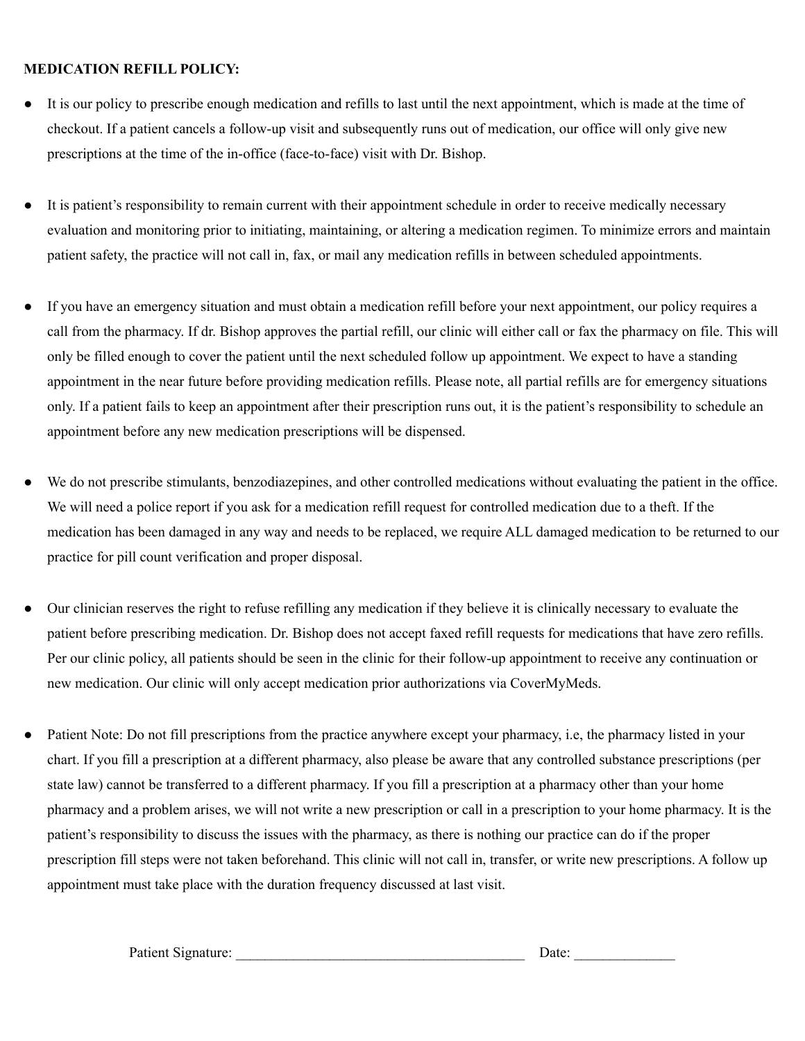**MEDICATION REFILL POLICY:**

- It is our policy to prescribe enough medication and refills to last until the next appointment, which is made at the time of checkout. If a patient cancels a follow-up visit and subsequently runs out of medication, our office will only give new prescriptions at the time of the in-office (face-to-face) visit with Dr. Bishop.

- It is patient's responsibility to remain current with their appointment schedule in order to receive medically necessary evaluation and monitoring prior to initiating, maintaining, or altering a medication regimen. To minimize errors and maintain patient safety, the practice will not call in, fax, or mail any medication refills in between scheduled appointments.

- If you have an emergency situation and must obtain a medication refill before your next appointment, our policy requires a call from the pharmacy. If dr. Bishop approves the partial refill, our clinic will either call or fax the pharmacy on file. This will only be filled enough to cover the patient until the next scheduled follow up appointment. We expect to have a standing appointment in the near future before providing medication refills. Please note, all partial refills are for emergency situations only. If a patient fails to keep an appointment after their prescription runs out, it is the patient's responsibility to schedule an appointment before any new medication prescriptions will be dispensed.

- We do not prescribe stimulants, benzodiazepines, and other controlled medications without evaluating the patient in the office. We will need a police report if you ask for a medication refill request for controlled medication due to a theft. If the medication has been damaged in any way and needs to be replaced, we require ALL damaged medication to be returned to our practice for pill count verification and proper disposal.

- Our clinician reserves the right to refuse refilling any medication if they believe it is clinically necessary to evaluate the patient before prescribing medication. Dr. Bishop does not accept faxed refill requests for medications that have zero refills. Per our clinic policy, all patients should be seen in the clinic for their follow-up appointment to receive any continuation or new medication. Our clinic will only accept medication prior authorizations via CoverMyMeds.

- Patient Note: Do not fill prescriptions from the practice anywhere except your pharmacy, i.e, the pharmacy listed in your chart. If you fill a prescription at a different pharmacy, also please be aware that any controlled substance prescriptions (per state law) cannot be transferred to a different pharmacy. If you fill a prescription at a pharmacy other than your home pharmacy and a problem arises, we will not write a new prescription or call in a prescription to your home pharmacy. It is the patient's responsibility to discuss the issues with the pharmacy, as there is nothing our practice can do if the proper prescription fill steps were not taken beforehand. This clinic will not call in, transfer, or write new prescriptions. A follow up appointment must take place with the duration frequency discussed at last visit.

Patient Signature: ________________________________________ Date: ______________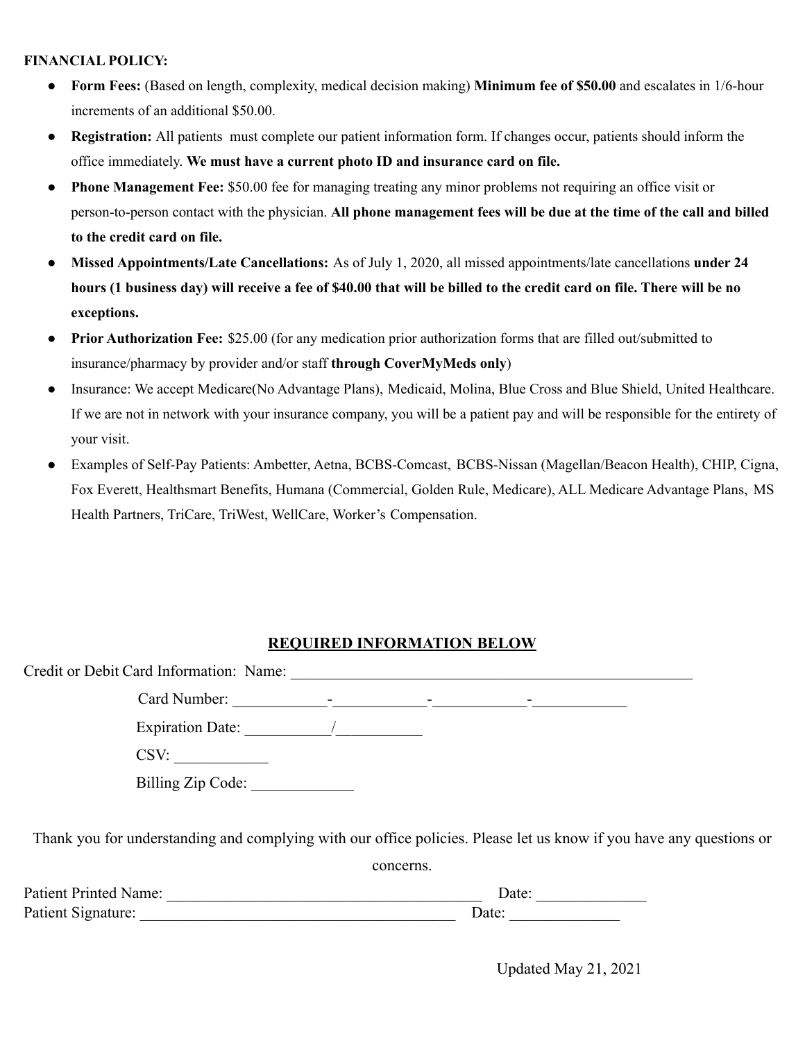**FINANCIAL POLICY:**

- **Form Fees:** (Based on length, complexity, medical decision making) **Minimum fee of $50.00** and escalates in 1/6-hour increments of an additional $50.00.
- **Registration:** All patients must complete our patient information form. If changes occur, patients should inform the office immediately. **We must have a current photo ID and insurance card on file.**
- **Phone Management Fee:** $50.00 fee for managing treating any minor problems not requiring an office visit or person-to-person contact with the physician. **All phone management fees will be due at the time of the call and billed to the credit card on file.**
- **Missed Appointments/Late Cancellations:** As of July 1, 2020, all missed appointments/late cancellations **under 24 hours (1 business day) will receive a fee of $40.00 that will be billed to the credit card on file. There will be no exceptions.**
- **Prior Authorization Fee:** $25.00 (for any medication prior authorization forms that are filled out/submitted to insurance/pharmacy by provider and/or staff **through CoverMyMeds only**)
- Insurance: We accept Medicare(No Advantage Plans), Medicaid, Molina, Blue Cross and Blue Shield, United Healthcare. If we are not in network with your insurance company, you will be a patient pay and will be responsible for the entirety of your visit.
- Examples of Self-Pay Patients: Ambetter, Aetna, BCBS-Comcast, BCBS-Nissan (Magellan/Beacon Health), CHIP, Cigna, Fox Everett, Healthsmart Benefits, Humana (Commercial, Golden Rule, Medicare), ALL Medicare Advantage Plans, MS Health Partners, TriCare, TriWest, WellCare, Worker's Compensation.

**REQUIRED INFORMATION BELOW**

Credit or Debit Card Information: Name: ____________________________________________________

Card Number: ____________-____________-____________-____________

Expiration Date: ___________/___________

CSV: ____________

Billing Zip Code: _____________

Thank you for understanding and complying with our office policies. Please let us know if you have any questions or concerns.

Patient Printed Name: ________________________________________ Date: ______________

Patient Signature: ________________________________________ Date: ______________

Updated May 21, 2021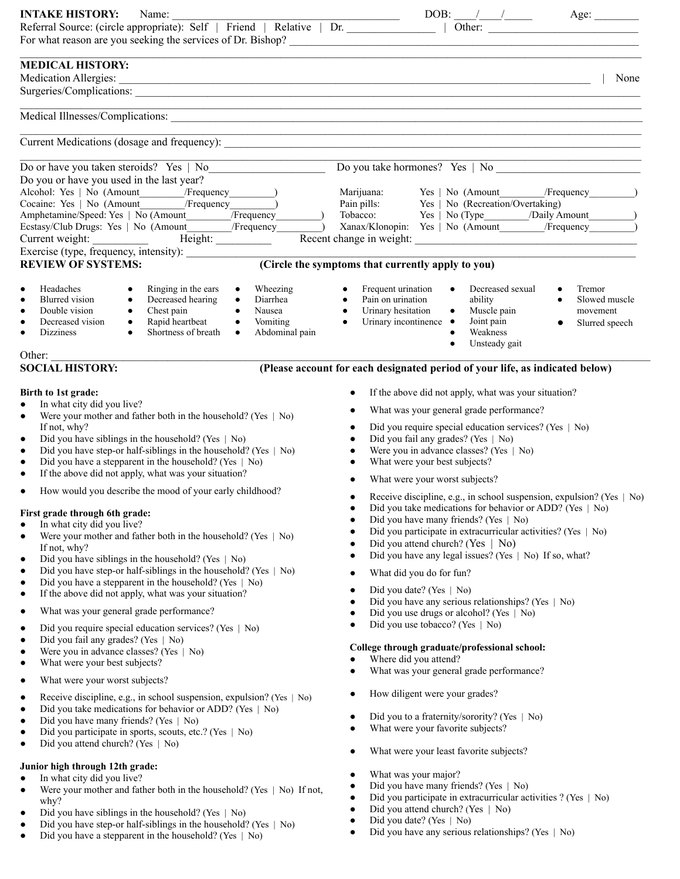**INTAKE HISTORY:** Name: ________________________________________ DOB: ____/____/_____ Age: ________

Referral Source: (circle appropriate): Self | Friend | Relative | Dr. _______________ | Other: ___________________________

For what reason are you seeking the services of Dr. Bishop? ____________________________________________________________

______________________________________________________________________________________________________

**MEDICAL HISTORY:**

Medication Allergies: _______________________________________________________________________________ | None

Surgeries/Complications: ______________________________________________________________________________________

______________________________________________________________________________________________________

Medical Illnesses/Complications: ________________________________________________________________________________

______________________________________________________________________________________________________

Current Medications (dosage and frequency): _______________________________________________________________________

______________________________________________________________________________________________________

Do or have you taken steroids? Yes | No____________________ Do you take hormones? Yes | No _________________________

Do you or have you used in the last year?

Alcohol: Yes | No (Amount________/Frequency________)

Cocaine: Yes | No (Amount________/Frequency________)

Amphetamine/Speed: Yes | No (Amount________/Frequency________)

Ecstasy/Club Drugs: Yes | No (Amount________/Frequency________)

Marijuana: Yes | No (Amount________/Frequency________)

Pain pills: Yes | No (Recreation/Overtaking)

Tobacco: Yes | No (Type________/Daily Amount________)

Xanax/Klonopin: Yes | No (Amount________/Frequency________)

Current weight: __________ Height: __________ Recent change in weight: ________________________________________

Exercise (type, frequency, intensity): _______________________________________________________________________

**REVIEW OF SYSTEMS:** **(Circle the symptoms that currently apply to you)**

- Headaches
- Blurred vision
- Double vision
- Decreased vision
- Dizziness
- Ringing in the ears
- Decreased hearing
- Chest pain
- Rapid heartbeat
- Shortness of breath
- Wheezing
- Diarrhea
- Nausea
- Vomiting
- Abdominal pain
- Frequent urination
- Pain on urination
- Urinary hesitation
- Urinary incontinence
- Decreased sexual ability
- Muscle pain
- Joint pain
- Weakness
- Unsteady gait
- Tremor
- Slowed muscle movement
- Slurred speech

Other: ______________________________________________________________________________________________

**SOCIAL HISTORY:** **(Please account for each designated period of your life, as indicated below)**

**Birth to 1st grade:**

- In what city did you live?
- Were your mother and father both in the household? (Yes | No) If not, why?
- Did you have siblings in the household? (Yes | No)
- Did you have step-or half-siblings in the household? (Yes | No)
- Did you have a stepparent in the household? (Yes | No)
- If the above did not apply, what was your situation?
- How would you describe the mood of your early childhood?

**First grade through 6th grade:**

- In what city did you live?
- Were your mother and father both in the household? (Yes | No) If not, why?
- Did you have siblings in the household? (Yes | No)
- Did you have step-or half-siblings in the household? (Yes | No)
- Did you have a stepparent in the household? (Yes | No)
- If the above did not apply, what was your situation?
- What was your general grade performance?
- Did you require special education services? (Yes | No)
- Did you fail any grades? (Yes | No)
- Were you in advance classes? (Yes | No)
- What were your best subjects?
- What were your worst subjects?
- Receive discipline, e.g., in school suspension, expulsion? (Yes | No)
- Did you take medications for behavior or ADD? (Yes | No)
- Did you have many friends? (Yes | No)
- Did you participate in sports, scouts, etc.? (Yes | No)
- Did you attend church? (Yes | No)

**Junior high through 12th grade:**

- In what city did you live?
- Were your mother and father both in the household? (Yes | No) If not, why?
- Did you have siblings in the household? (Yes | No)
- Did you have step-or half-siblings in the household? (Yes | No)
- Did you have a stepparent in the household? (Yes | No)
- If the above did not apply, what was your situation?
- What was your general grade performance?
- Did you require special education services? (Yes | No)
- Did you fail any grades? (Yes | No)
- Were you in advance classes? (Yes | No)
- What were your best subjects?
- What were your worst subjects?
- Receive discipline, e.g., in school suspension, expulsion? (Yes | No)
- Did you take medications for behavior or ADD? (Yes | No)
- Did you have many friends? (Yes | No)
- Did you participate in extracurricular activities? (Yes | No)
- Did you attend church? (Yes | No)
- Did you have any legal issues? (Yes | No) If so, what?
- What did you do for fun?
- Did you date? (Yes | No)
- Did you have any serious relationships? (Yes | No)
- Did you use drugs or alcohol? (Yes | No)
- Did you use tobacco? (Yes | No)

**College through graduate/professional school:**

- Where did you attend?
- What was your general grade performance?
- How diligent were your grades?
- Did you to a fraternity/sorority? (Yes | No)
- What were your favorite subjects?
- What were your least favorite subjects?
- What was your major?
- Did you have many friends? (Yes | No)
- Did you participate in extracurricular activities ? (Yes | No)
- Did you attend church? (Yes | No)
- Did you date? (Yes | No)
- Did you have any serious relationships? (Yes | No)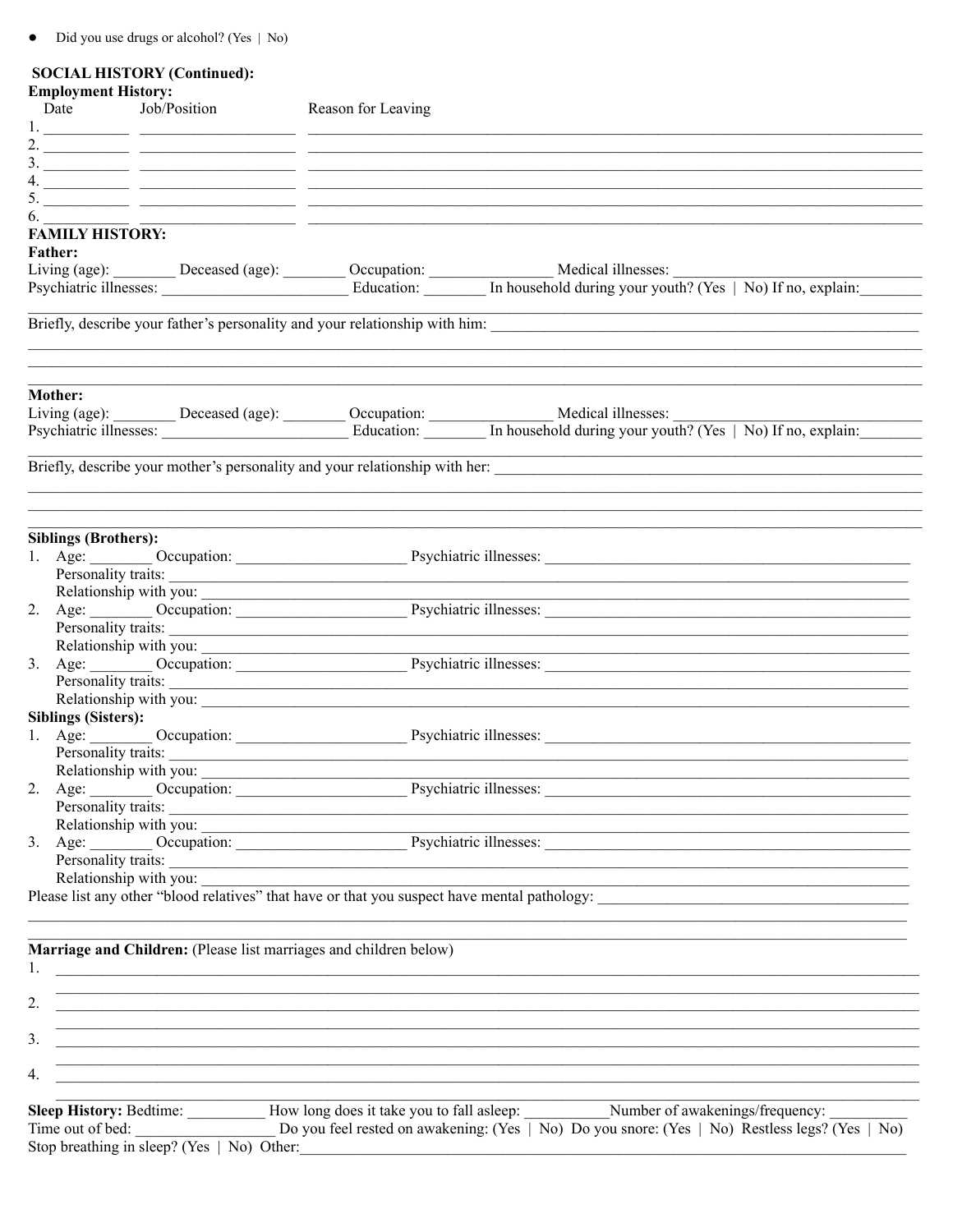- Did you use drugs or alcohol? (Yes | No)

**SOCIAL HISTORY (Continued):**

**Employment History:**

| | Date | Job/Position | Reason for Leaving |
|---|---|---|---|
| 1. | ___________ | ____________________ | ______________________________________________ |
| 2. | ___________ | ____________________ | ______________________________________________ |
| 3. | ___________ | ____________________ | ______________________________________________ |
| 4. | ___________ | ____________________ | ______________________________________________ |
| 5. | ___________ | ____________________ | ______________________________________________ |
| 6. | ___________ | ____________________ | ______________________________________________ |

**FAMILY HISTORY:**

**Father:**

Living (age): ________ Deceased (age): ________ Occupation: _______________ Medical illnesses: ______________________________

Psychiatric illnesses: ________________________ Education: ________ In household during your youth? (Yes | No) If no, explain:________

_____________________________________________________________________________________________

Briefly, describe your father's personality and your relationship with him: ____________________________________________________

_____________________________________________________________________________________________

_____________________________________________________________________________________________

_____________________________________________________________________________________________

**Mother:**

Living (age): ________ Deceased (age): ________ Occupation: _______________ Medical illnesses: ______________________________

Psychiatric illnesses: ________________________ Education: ________ In household during your youth? (Yes | No) If no, explain:________

_____________________________________________________________________________________________

Briefly, describe your mother's personality and your relationship with her: ____________________________________________________

_____________________________________________________________________________________________

_____________________________________________________________________________________________

_____________________________________________________________________________________________

**Siblings (Brothers):**

1. Age: ________ Occupation: _____________________ Psychiatric illnesses: ____________________________________________
   Personality traits: _____________________________________________________________________________________
   Relationship with you: __________________________________________________________________________________
2. Age: ________ Occupation: _____________________ Psychiatric illnesses: ____________________________________________
   Personality traits: _____________________________________________________________________________________
   Relationship with you: __________________________________________________________________________________
3. Age: ________ Occupation: _____________________ Psychiatric illnesses: ____________________________________________
   Personality traits: _____________________________________________________________________________________
   Relationship with you: __________________________________________________________________________________

**Siblings (Sisters):**

1. Age: ________ Occupation: _____________________ Psychiatric illnesses: ____________________________________________
   Personality traits: _____________________________________________________________________________________
   Relationship with you: __________________________________________________________________________________
2. Age: ________ Occupation: _____________________ Psychiatric illnesses: ____________________________________________
   Personality traits: _____________________________________________________________________________________
   Relationship with you: __________________________________________________________________________________
3. Age: ________ Occupation: _____________________ Psychiatric illnesses: ____________________________________________
   Personality traits: _____________________________________________________________________________________
   Relationship with you: __________________________________________________________________________________

Please list any other "blood relatives" that have or that you suspect have mental pathology: ______________________________________

_____________________________________________________________________________________________

_____________________________________________________________________________________________

**Marriage and Children:** (Please list marriages and children below)

1. _____________________________________________________________________________________________
   _____________________________________________________________________________________________
2. _____________________________________________________________________________________________
   _____________________________________________________________________________________________
3. _____________________________________________________________________________________________
   _____________________________________________________________________________________________
4. _____________________________________________________________________________________________
   _____________________________________________________________________________________________

**Sleep History:** Bedtime: __________ How long does it take you to fall asleep: ___________Number of awakenings/frequency: __________

Time out of bed: ___________________ Do you feel rested on awakening: (Yes | No) Do you snore: (Yes | No) Restless legs? (Yes | No)

Stop breathing in sleep? (Yes | No) Other:_____________________________________________________________________________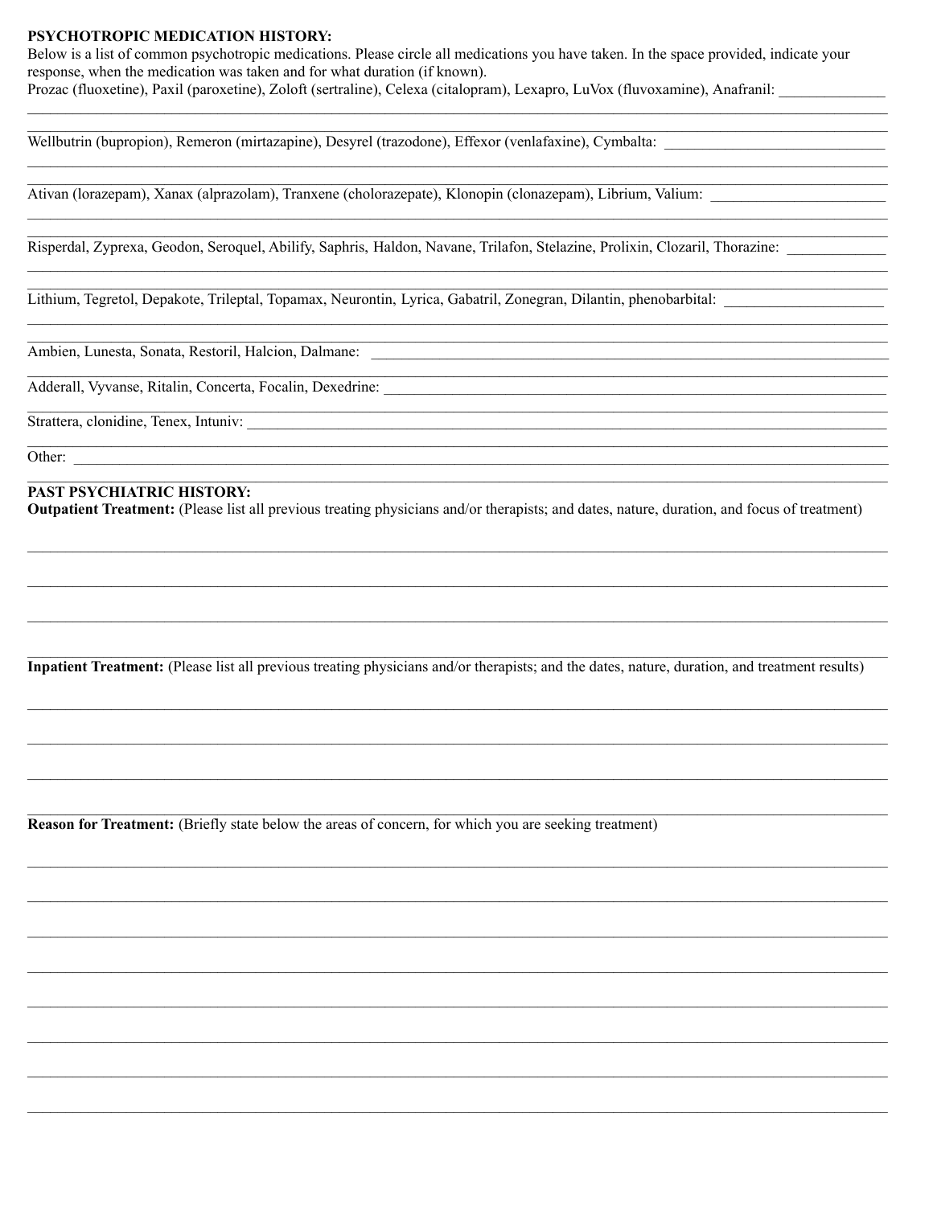**PSYCHOTROPIC MEDICATION HISTORY:**
Below is a list of common psychotropic medications. Please circle all medications you have taken. In the space provided, indicate your response, when the medication was taken and for what duration (if known).

Prozac (fluoxetine), Paxil (paroxetine), Zoloft (sertraline), Celexa (citalopram), Lexapro, LuVox (fluvoxamine), Anafranil: ______________

________________________________________________________________________________

________________________________________________________________________________

Wellbutrin (bupropion), Remeron (mirtazapine), Desyrel (trazodone), Effexor (venlafaxine), Cymbalta: ______________

________________________________________________________________________________

________________________________________________________________________________

Ativan (lorazepam), Xanax (alprazolam), Tranxene (cholorazepate), Klonopin (clonazepam), Librium, Valium: ______________

________________________________________________________________________________

________________________________________________________________________________

Risperdal, Zyprexa, Geodon, Seroquel, Abilify, Saphris, Haldon, Navane, Trilafon, Stelazine, Prolixin, Clozaril, Thorazine: ______________

________________________________________________________________________________

________________________________________________________________________________

Lithium, Tegretol, Depakote, Trileptal, Topamax, Neurontin, Lyrica, Gabatril, Zonegran, Dilantin, phenobarbital: ______________

________________________________________________________________________________

________________________________________________________________________________

Ambien, Lunesta, Sonata, Restoril, Halcion, Dalmane: ______________

________________________________________________________________________________

Adderall, Vyvanse, Ritalin, Concerta, Focalin, Dexedrine: ______________

________________________________________________________________________________

Strattera, clonidine, Tenex, Intuniv: ______________

________________________________________________________________________________

Other: ______________

________________________________________________________________________________

**PAST PSYCHIATRIC HISTORY:**

**Outpatient Treatment:** (Please list all previous treating physicians and/or therapists; and dates, nature, duration, and focus of treatment)

________________________________________________________________________________

________________________________________________________________________________

________________________________________________________________________________

________________________________________________________________________________

**Inpatient Treatment:** (Please list all previous treating physicians and/or therapists; and the dates, nature, duration, and treatment results)

________________________________________________________________________________

________________________________________________________________________________

________________________________________________________________________________

________________________________________________________________________________

**Reason for Treatment:** (Briefly state below the areas of concern, for which you are seeking treatment)

________________________________________________________________________________

________________________________________________________________________________

________________________________________________________________________________

________________________________________________________________________________

________________________________________________________________________________

________________________________________________________________________________

________________________________________________________________________________

________________________________________________________________________________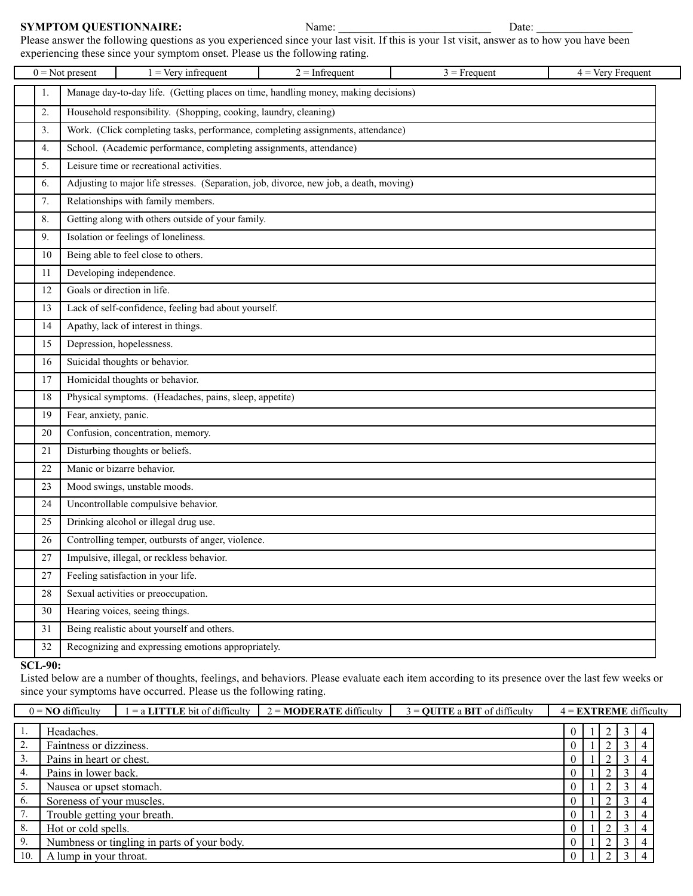**SYMPTOM QUESTIONNAIRE:** Name: ___________________________ Date: _________________

Please answer the following questions as you experienced since your last visit. If this is your 1st visit, answer as to how you have been experiencing these since your symptom onset. Please us the following rating.

| 0 = Not present | 1 = Very infrequent | 2 = Infrequent | 3 = Frequent | 4 = Very Frequent |
|---|---|---|---|---|

| | # | Item |
|---|---|---|
| | 1. | Manage day-to-day life. (Getting places on time, handling money, making decisions) |
| | 2. | Household responsibility. (Shopping, cooking, laundry, cleaning) |
| | 3. | Work. (Click completing tasks, performance, completing assignments, attendance) |
| | 4. | School. (Academic performance, completing assignments, attendance) |
| | 5. | Leisure time or recreational activities. |
| | 6. | Adjusting to major life stresses. (Separation, job, divorce, new job, a death, moving) |
| | 7. | Relationships with family members. |
| | 8. | Getting along with others outside of your family. |
| | 9. | Isolation or feelings of loneliness. |
| | 10 | Being able to feel close to others. |
| | 11 | Developing independence. |
| | 12 | Goals or direction in life. |
| | 13 | Lack of self-confidence, feeling bad about yourself. |
| | 14 | Apathy, lack of interest in things. |
| | 15 | Depression, hopelessness. |
| | 16 | Suicidal thoughts or behavior. |
| | 17 | Homicidal thoughts or behavior. |
| | 18 | Physical symptoms. (Headaches, pains, sleep, appetite) |
| | 19 | Fear, anxiety, panic. |
| | 20 | Confusion, concentration, memory. |
| | 21 | Disturbing thoughts or beliefs. |
| | 22 | Manic or bizarre behavior. |
| | 23 | Mood swings, unstable moods. |
| | 24 | Uncontrollable compulsive behavior. |
| | 25 | Drinking alcohol or illegal drug use. |
| | 26 | Controlling temper, outbursts of anger, violence. |
| | 27 | Impulsive, illegal, or reckless behavior. |
| | 27 | Feeling satisfaction in your life. |
| | 28 | Sexual activities or preoccupation. |
| | 30 | Hearing voices, seeing things. |
| | 31 | Being realistic about yourself and others. |
| | 32 | Recognizing and expressing emotions appropriately. |

**SCL-90:**

Listed below are a number of thoughts, feelings, and behaviors. Please evaluate each item according to its presence over the last few weeks or since your symptoms have occurred. Please us the following rating.

| 0 = **NO** difficulty | 1 = a **LITTLE** bit of difficulty | 2 = **MODERATE** difficulty | 3 = **QUITE** a **BIT** of difficulty | 4 = **EXTREME** difficulty |
|---|---|---|---|---|

| # | Item | | | | | |
|---|---|---|---|---|---|---|
| 1. | Headaches. | 0 | 1 | 2 | 3 | 4 |
| 2. | Faintness or dizziness. | 0 | 1 | 2 | 3 | 4 |
| 3. | Pains in heart or chest. | 0 | 1 | 2 | 3 | 4 |
| 4. | Pains in lower back. | 0 | 1 | 2 | 3 | 4 |
| 5. | Nausea or upset stomach. | 0 | 1 | 2 | 3 | 4 |
| 6. | Soreness of your muscles. | 0 | 1 | 2 | 3 | 4 |
| 7. | Trouble getting your breath. | 0 | 1 | 2 | 3 | 4 |
| 8. | Hot or cold spells. | 0 | 1 | 2 | 3 | 4 |
| 9. | Numbness or tingling in parts of your body. | 0 | 1 | 2 | 3 | 4 |
| 10. | A lump in your throat. | 0 | 1 | 2 | 3 | 4 |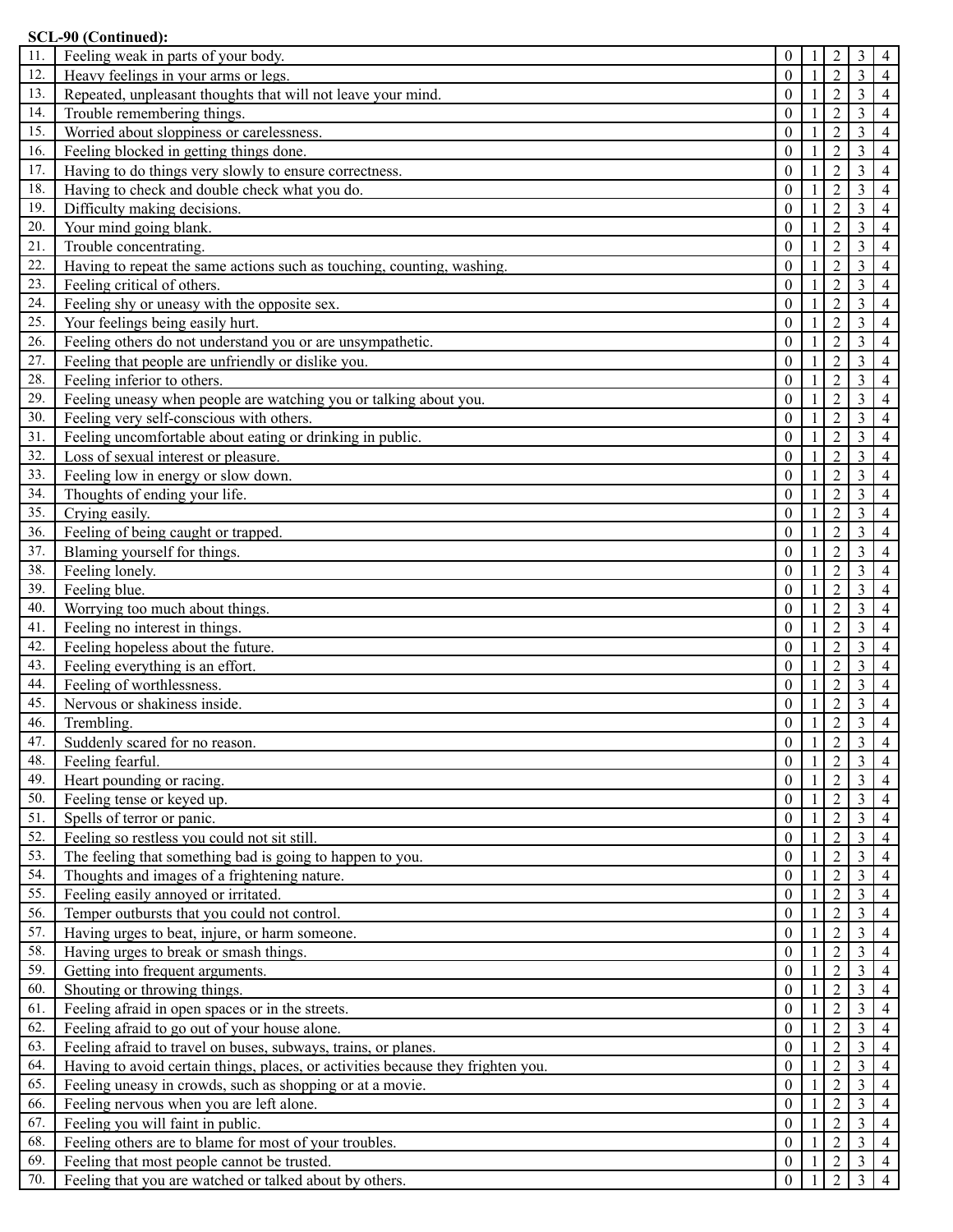**SCL-90 (Continued):**

| | | | | | | |
|---|---|---|---|---|---|---|
| 11. | Feeling weak in parts of your body. | 0 | 1 | 2 | 3 | 4 |
| 12. | Heavy feelings in your arms or legs. | 0 | 1 | 2 | 3 | 4 |
| 13. | Repeated, unpleasant thoughts that will not leave your mind. | 0 | 1 | 2 | 3 | 4 |
| 14. | Trouble remembering things. | 0 | 1 | 2 | 3 | 4 |
| 15. | Worried about sloppiness or carelessness. | 0 | 1 | 2 | 3 | 4 |
| 16. | Feeling blocked in getting things done. | 0 | 1 | 2 | 3 | 4 |
| 17. | Having to do things very slowly to ensure correctness. | 0 | 1 | 2 | 3 | 4 |
| 18. | Having to check and double check what you do. | 0 | 1 | 2 | 3 | 4 |
| 19. | Difficulty making decisions. | 0 | 1 | 2 | 3 | 4 |
| 20. | Your mind going blank. | 0 | 1 | 2 | 3 | 4 |
| 21. | Trouble concentrating. | 0 | 1 | 2 | 3 | 4 |
| 22. | Having to repeat the same actions such as touching, counting, washing. | 0 | 1 | 2 | 3 | 4 |
| 23. | Feeling critical of others. | 0 | 1 | 2 | 3 | 4 |
| 24. | Feeling shy or uneasy with the opposite sex. | 0 | 1 | 2 | 3 | 4 |
| 25. | Your feelings being easily hurt. | 0 | 1 | 2 | 3 | 4 |
| 26. | Feeling others do not understand you or are unsympathetic. | 0 | 1 | 2 | 3 | 4 |
| 27. | Feeling that people are unfriendly or dislike you. | 0 | 1 | 2 | 3 | 4 |
| 28. | Feeling inferior to others. | 0 | 1 | 2 | 3 | 4 |
| 29. | Feeling uneasy when people are watching you or talking about you. | 0 | 1 | 2 | 3 | 4 |
| 30. | Feeling very self-conscious with others. | 0 | 1 | 2 | 3 | 4 |
| 31. | Feeling uncomfortable about eating or drinking in public. | 0 | 1 | 2 | 3 | 4 |
| 32. | Loss of sexual interest or pleasure. | 0 | 1 | 2 | 3 | 4 |
| 33. | Feeling low in energy or slow down. | 0 | 1 | 2 | 3 | 4 |
| 34. | Thoughts of ending your life. | 0 | 1 | 2 | 3 | 4 |
| 35. | Crying easily. | 0 | 1 | 2 | 3 | 4 |
| 36. | Feeling of being caught or trapped. | 0 | 1 | 2 | 3 | 4 |
| 37. | Blaming yourself for things. | 0 | 1 | 2 | 3 | 4 |
| 38. | Feeling lonely. | 0 | 1 | 2 | 3 | 4 |
| 39. | Feeling blue. | 0 | 1 | 2 | 3 | 4 |
| 40. | Worrying too much about things. | 0 | 1 | 2 | 3 | 4 |
| 41. | Feeling no interest in things. | 0 | 1 | 2 | 3 | 4 |
| 42. | Feeling hopeless about the future. | 0 | 1 | 2 | 3 | 4 |
| 43. | Feeling everything is an effort. | 0 | 1 | 2 | 3 | 4 |
| 44. | Feeling of worthlessness. | 0 | 1 | 2 | 3 | 4 |
| 45. | Nervous or shakiness inside. | 0 | 1 | 2 | 3 | 4 |
| 46. | Trembling. | 0 | 1 | 2 | 3 | 4 |
| 47. | Suddenly scared for no reason. | 0 | 1 | 2 | 3 | 4 |
| 48. | Feeling fearful. | 0 | 1 | 2 | 3 | 4 |
| 49. | Heart pounding or racing. | 0 | 1 | 2 | 3 | 4 |
| 50. | Feeling tense or keyed up. | 0 | 1 | 2 | 3 | 4 |
| 51. | Spells of terror or panic. | 0 | 1 | 2 | 3 | 4 |
| 52. | Feeling so restless you could not sit still. | 0 | 1 | 2 | 3 | 4 |
| 53. | The feeling that something bad is going to happen to you. | 0 | 1 | 2 | 3 | 4 |
| 54. | Thoughts and images of a frightening nature. | 0 | 1 | 2 | 3 | 4 |
| 55. | Feeling easily annoyed or irritated. | 0 | 1 | 2 | 3 | 4 |
| 56. | Temper outbursts that you could not control. | 0 | 1 | 2 | 3 | 4 |
| 57. | Having urges to beat, injure, or harm someone. | 0 | 1 | 2 | 3 | 4 |
| 58. | Having urges to break or smash things. | 0 | 1 | 2 | 3 | 4 |
| 59. | Getting into frequent arguments. | 0 | 1 | 2 | 3 | 4 |
| 60. | Shouting or throwing things. | 0 | 1 | 2 | 3 | 4 |
| 61. | Feeling afraid in open spaces or in the streets. | 0 | 1 | 2 | 3 | 4 |
| 62. | Feeling afraid to go out of your house alone. | 0 | 1 | 2 | 3 | 4 |
| 63. | Feeling afraid to travel on buses, subways, trains, or planes. | 0 | 1 | 2 | 3 | 4 |
| 64. | Having to avoid certain things, places, or activities because they frighten you. | 0 | 1 | 2 | 3 | 4 |
| 65. | Feeling uneasy in crowds, such as shopping or at a movie. | 0 | 1 | 2 | 3 | 4 |
| 66. | Feeling nervous when you are left alone. | 0 | 1 | 2 | 3 | 4 |
| 67. | Feeling you will faint in public. | 0 | 1 | 2 | 3 | 4 |
| 68. | Feeling others are to blame for most of your troubles. | 0 | 1 | 2 | 3 | 4 |
| 69. | Feeling that most people cannot be trusted. | 0 | 1 | 2 | 3 | 4 |
| 70. | Feeling that you are watched or talked about by others. | 0 | 1 | 2 | 3 | 4 |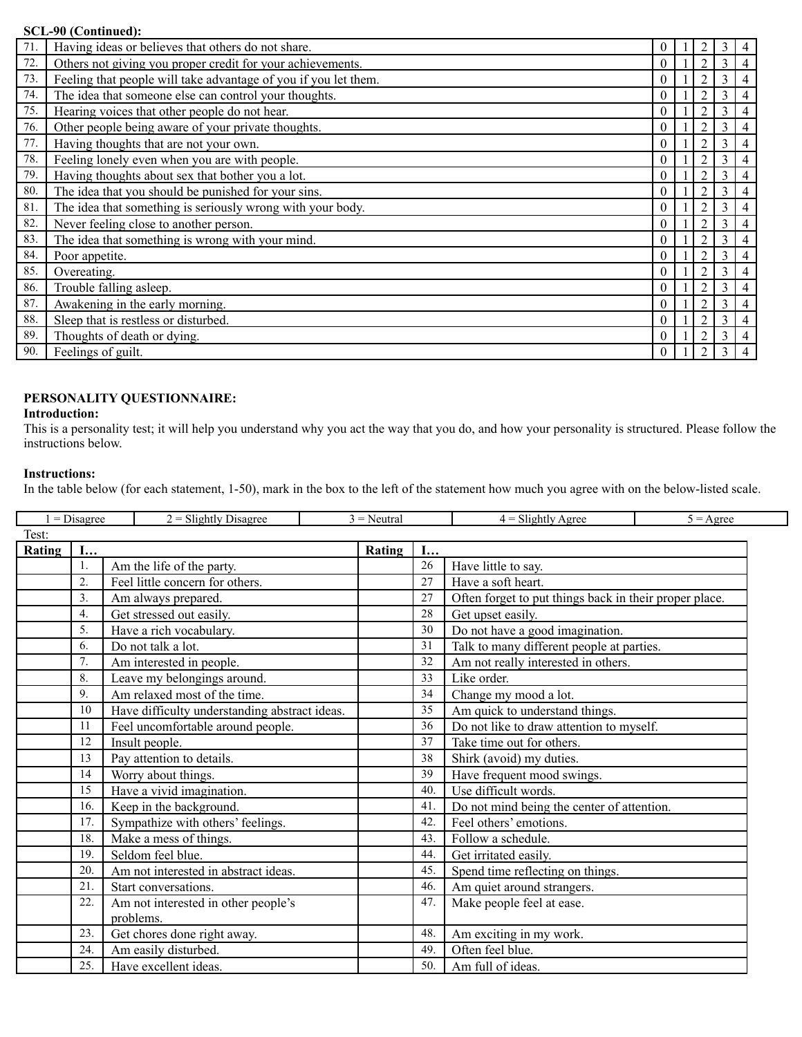**SCL-90 (Continued):**

| | | | | | | |
|---|---|---|---|---|---|---|
| 71. | Having ideas or believes that others do not share. | 0 | 1 | 2 | 3 | 4 |
| 72. | Others not giving you proper credit for your achievements. | 0 | 1 | 2 | 3 | 4 |
| 73. | Feeling that people will take advantage of you if you let them. | 0 | 1 | 2 | 3 | 4 |
| 74. | The idea that someone else can control your thoughts. | 0 | 1 | 2 | 3 | 4 |
| 75. | Hearing voices that other people do not hear. | 0 | 1 | 2 | 3 | 4 |
| 76. | Other people being aware of your private thoughts. | 0 | 1 | 2 | 3 | 4 |
| 77. | Having thoughts that are not your own. | 0 | 1 | 2 | 3 | 4 |
| 78. | Feeling lonely even when you are with people. | 0 | 1 | 2 | 3 | 4 |
| 79. | Having thoughts about sex that bother you a lot. | 0 | 1 | 2 | 3 | 4 |
| 80. | The idea that you should be punished for your sins. | 0 | 1 | 2 | 3 | 4 |
| 81. | The idea that something is seriously wrong with your body. | 0 | 1 | 2 | 3 | 4 |
| 82. | Never feeling close to another person. | 0 | 1 | 2 | 3 | 4 |
| 83. | The idea that something is wrong with your mind. | 0 | 1 | 2 | 3 | 4 |
| 84. | Poor appetite. | 0 | 1 | 2 | 3 | 4 |
| 85. | Overeating. | 0 | 1 | 2 | 3 | 4 |
| 86. | Trouble falling asleep. | 0 | 1 | 2 | 3 | 4 |
| 87. | Awakening in the early morning. | 0 | 1 | 2 | 3 | 4 |
| 88. | Sleep that is restless or disturbed. | 0 | 1 | 2 | 3 | 4 |
| 89. | Thoughts of death or dying. | 0 | 1 | 2 | 3 | 4 |
| 90. | Feelings of guilt. | 0 | 1 | 2 | 3 | 4 |

**PERSONALITY QUESTIONNAIRE:**

**Introduction:**

This is a personality test; it will help you understand why you act the way that you do, and how your personality is structured. Please follow the instructions below.

**Instructions:**

In the table below (for each statement, 1-50), mark in the box to the left of the statement how much you agree with on the below-listed scale.

| 1 = Disagree | 2 = Slightly Disagree | 3 = Neutral | 4 = Slightly Agree | 5 = Agree |
|---|---|---|---|---|

Test:

| Rating | I… | | Rating | I… | |
|---|---|---|---|---|---|
| | 1. | Am the life of the party. | | 26 | Have little to say. |
| | 2. | Feel little concern for others. | | 27 | Have a soft heart. |
| | 3. | Am always prepared. | | 27 | Often forget to put things back in their proper place. |
| | 4. | Get stressed out easily. | | 28 | Get upset easily. |
| | 5. | Have a rich vocabulary. | | 30 | Do not have a good imagination. |
| | 6. | Do not talk a lot. | | 31 | Talk to many different people at parties. |
| | 7. | Am interested in people. | | 32 | Am not really interested in others. |
| | 8. | Leave my belongings around. | | 33 | Like order. |
| | 9. | Am relaxed most of the time. | | 34 | Change my mood a lot. |
| | 10 | Have difficulty understanding abstract ideas. | | 35 | Am quick to understand things. |
| | 11 | Feel uncomfortable around people. | | 36 | Do not like to draw attention to myself. |
| | 12 | Insult people. | | 37 | Take time out for others. |
| | 13 | Pay attention to details. | | 38 | Shirk (avoid) my duties. |
| | 14 | Worry about things. | | 39 | Have frequent mood swings. |
| | 15 | Have a vivid imagination. | | 40. | Use difficult words. |
| | 16. | Keep in the background. | | 41. | Do not mind being the center of attention. |
| | 17. | Sympathize with others' feelings. | | 42. | Feel others' emotions. |
| | 18. | Make a mess of things. | | 43. | Follow a schedule. |
| | 19. | Seldom feel blue. | | 44. | Get irritated easily. |
| | 20. | Am not interested in abstract ideas. | | 45. | Spend time reflecting on things. |
| | 21. | Start conversations. | | 46. | Am quiet around strangers. |
| | 22. | Am not interested in other people's problems. | | 47. | Make people feel at ease. |
| | 23. | Get chores done right away. | | 48. | Am exciting in my work. |
| | 24. | Am easily disturbed. | | 49. | Often feel blue. |
| | 25. | Have excellent ideas. | | 50. | Am full of ideas. |